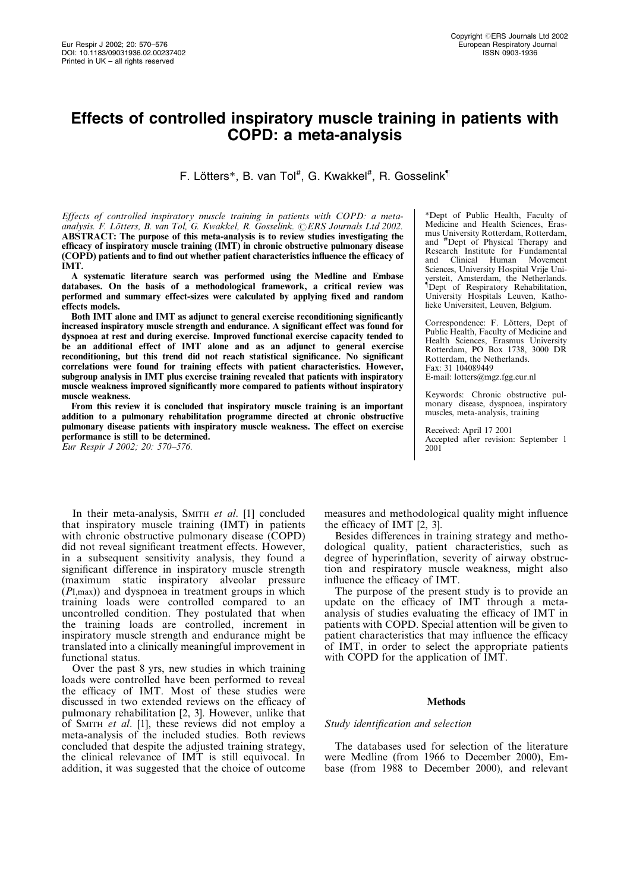# Effects of controlled inspiratory muscle training in patients with COPD: a meta-analysis

F. Lötters*, B. van Tol[#], G. Kwakkel[#], R. Gosselink[¶]

*Effects of controlled inspiratory muscle training in patients with COPD: a meta-analysis. F. Lötters, B. van Tol, G. Kwakkel, R. Gosselink. ©ERS Journals Ltd 2002.*

**ABSTRACT: The purpose of this meta-analysis is to review studies investigating the efficacy of inspiratory muscle training (IMT) in chronic obstructive pulmonary disease (COPD) patients and to find out whether patient characteristics influence the efficacy of IMT.**

**A systematic literature search was performed using the Medline and Embase databases. On the basis of a methodological framework, a critical review was performed and summary effect-sizes were calculated by applying fixed and random effects models.**

**Both IMT alone and IMT as adjunct to general exercise reconditioning significantly increased inspiratory muscle strength and endurance. A significant effect was found for dyspnoea at rest and during exercise. Improved functional exercise capacity tended to be an additional effect of IMT alone and as an adjunct to general exercise reconditioning, but this trend did not reach statistical significance. No significant correlations were found for training effects with patient characteristics. However, subgroup analysis in IMT plus exercise training revealed that patients with inspiratory muscle weakness improved significantly more compared to patients without inspiratory muscle weakness.**

**From this review it is concluded that inspiratory muscle training is an important addition to a pulmonary rehabilitation programme directed at chronic obstructive pulmonary disease patients with inspiratory muscle weakness. The effect on exercise performance is still to be determined.**

*Eur Respir J 2002; 20: 570–576.*

*Dept of Public Health, Faculty of Medicine and Health Sciences, Erasmus University Rotterdam, Rotterdam, and [#]Dept of Physical Therapy and Research Institute for Fundamental and Clinical Human Movement Sciences, University Hospital Vrije Universteit, Amsterdam, the Netherlands. [¶]Dept of Respiratory Rehabilitation, University Hospitals Leuven, Katholieke Universiteit, Leuven, Belgium.

Correspondence: F. Lötters, Dept of Public Health, Faculty of Medicine and Health Sciences, Erasmus University Rotterdam, PO Box 1738, 3000 DR Rotterdam, the Netherlands. Fax: 31 104089449 E-mail: lotters@mgz.fgg.eur.nl

Keywords: Chronic obstructive pulmonary disease, dyspnoea, inspiratory muscles, meta-analysis, training

Received: April 17 2001
Accepted after revision: September 1 2001

In their meta-analysis, SMITH *et al*. [1] concluded that inspiratory muscle training (IMT) in patients with chronic obstructive pulmonary disease (COPD) did not reveal significant treatment effects. However, in a subsequent sensitivity analysis, they found a significant difference in inspiratory muscle strength (maximum static inspiratory alveolar pressure ($P_{I,max}$)) and dyspnoea in treatment groups in which training loads were controlled compared to an uncontrolled condition. They postulated that when the training loads are controlled, increment in inspiratory muscle strength and endurance might be translated into a clinically meaningful improvement in functional status.

Over the past 8 yrs, new studies in which training loads were controlled have been performed to reveal the efficacy of IMT. Most of these studies were discussed in two extended reviews on the efficacy of pulmonary rehabilitation [2, 3]. However, unlike that of SMITH *et al*. [1], these reviews did not employ a meta-analysis of the included studies. Both reviews concluded that despite the adjusted training strategy, the clinical relevance of IMT is still equivocal. In addition, it was suggested that the choice of outcome measures and methodological quality might influence the efficacy of IMT [2, 3].

Besides differences in training strategy and methodological quality, patient characteristics, such as degree of hyperinflation, severity of airway obstruction and respiratory muscle weakness, might also influence the efficacy of IMT.

The purpose of the present study is to provide an update on the efficacy of IMT through a meta-analysis of studies evaluating the efficacy of IMT in patients with COPD. Special attention will be given to patient characteristics that may influence the efficacy of IMT, in order to select the appropriate patients with COPD for the application of IMT.

## Methods

### *Study identification and selection*

The databases used for selection of the literature were Medline (from 1966 to December 2000), Embase (from 1988 to December 2000), and relevant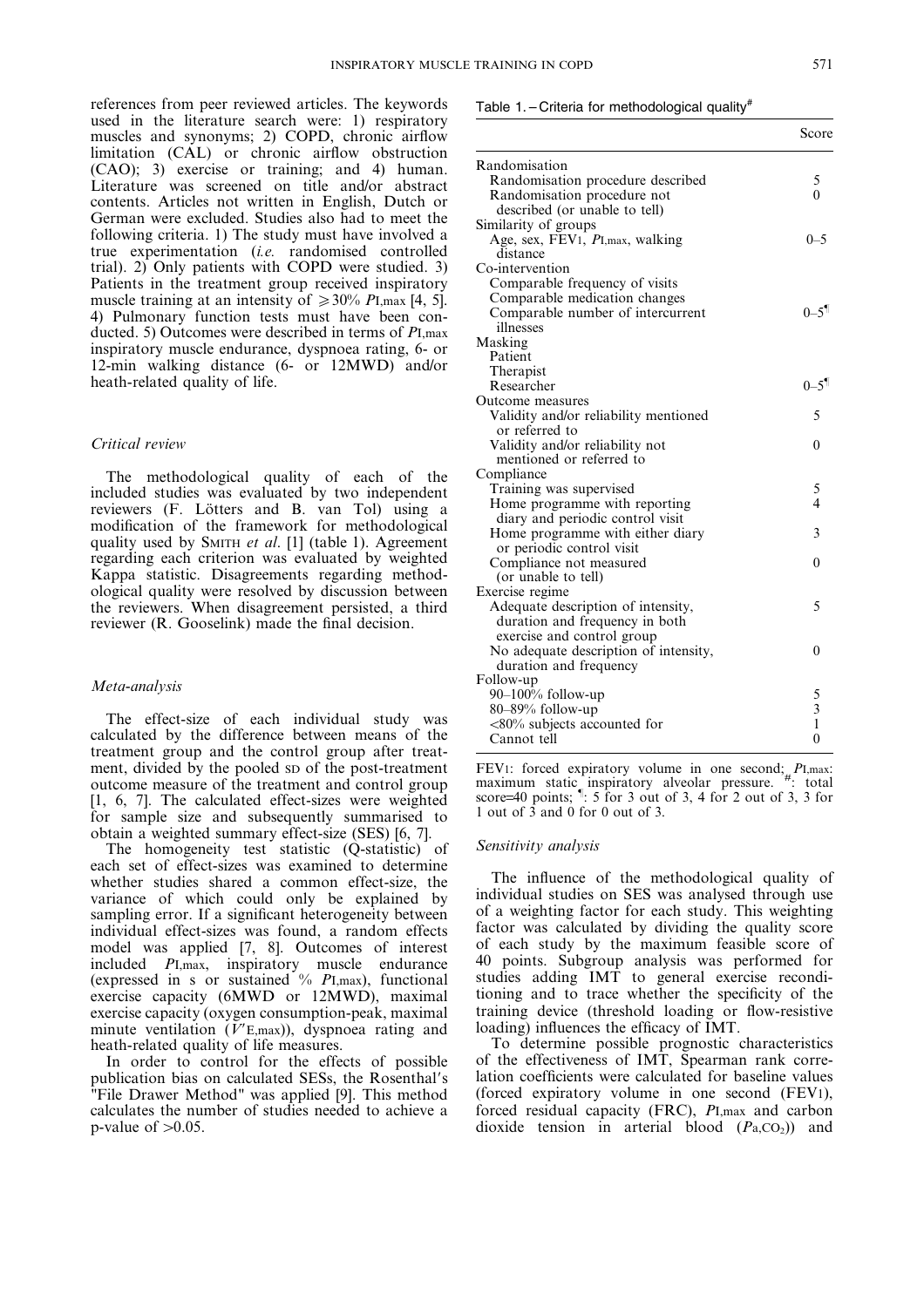references from peer reviewed articles. The keywords used in the literature search were: 1) respiratory muscles and synonyms; 2) COPD, chronic airflow limitation (CAL) or chronic airflow obstruction (CAO); 3) exercise or training; and 4) human. Literature was screened on title and/or abstract contents. Articles not written in English, Dutch or German were excluded. Studies also had to meet the following criteria. 1) The study must have involved a true experimentation (*i.e.* randomised controlled trial). 2) Only patients with COPD were studied. 3) Patients in the treatment group received inspiratory muscle training at an intensity of $\geqslant 30\%$ $P_{I,max}$ [4, 5]. 4) Pulmonary function tests must have been conducted. 5) Outcomes were described in terms of $P_{I,max}$ inspiratory muscle endurance, dyspnoea rating, 6- or 12-min walking distance (6- or 12MWD) and/or heath-related quality of life.

### Critical review

The methodological quality of each of the included studies was evaluated by two independent reviewers (F. Lötters and B. van Tol) using a modification of the framework for methodological quality used by SMITH *et al.* [1] (table 1). Agreement regarding each criterion was evaluated by weighted Kappa statistic. Disagreements regarding methodological quality were resolved by discussion between the reviewers. When disagreement persisted, a third reviewer (R. Gooselink) made the final decision.

### Meta-analysis

The effect-size of each individual study was calculated by the difference between means of the treatment group and the control group after treatment, divided by the pooled SD of the post-treatment outcome measure of the treatment and control group [1, 6, 7]. The calculated effect-sizes were weighted for sample size and subsequently summarised to obtain a weighted summary effect-size (SES) [6, 7].

The homogeneity test statistic (Q-statistic) of each set of effect-sizes was examined to determine whether studies shared a common effect-size, the variance of which could only be explained by sampling error. If a significant heterogeneity between individual effect-sizes was found, a random effects model was applied [7, 8]. Outcomes of interest included $P_{I,max}$, inspiratory muscle endurance (expressed in s or sustained % $P_{I,max}$), functional exercise capacity (6MWD or 12MWD), maximal exercise capacity (oxygen consumption-peak, maximal minute ventilation ($V'_{E,max}$)), dyspnoea rating and heath-related quality of life measures.

In order to control for the effects of possible publication bias on calculated SESs, the Rosenthal's "File Drawer Method" was applied [9]. This method calculates the number of studies needed to achieve a p-value of $>0.05$.

Table 1. – Criteria for methodological quality[#]

| | Score |
|---|---|
| Randomisation | |
| Randomisation procedure described | 5 |
| Randomisation procedure not described (or unable to tell) | 0 |
| Similarity of groups | |
| Age, sex, $FEV_1$, $P_{I,max}$, walking distance | 0–5 |
| Co-intervention | |
| Comparable frequency of visits | |
| Comparable medication changes | |
| Comparable number of intercurrent illnesses | 0–5[¶] |
| Masking | |
| Patient | |
| Therapist | |
| Researcher | 0–5[¶] |
| Outcome measures | |
| Validity and/or reliability mentioned or referred to | 5 |
| Validity and/or reliability not mentioned or referred to | 0 |
| Compliance | |
| Training was supervised | 5 |
| Home programme with reporting diary and periodic control visit | 4 |
| Home programme with either diary or periodic control visit | 3 |
| Compliance not measured (or unable to tell) | 0 |
| Exercise regime | |
| Adequate description of intensity, duration and frequency in both exercise and control group | 5 |
| No adequate description of intensity, duration and frequency | 0 |
| Follow-up | |
| 90–100% follow-up | 5 |
| 80–89% follow-up | 3 |
| <80% subjects accounted for | 1 |
| Cannot tell | 0 |

$FEV_1$: forced expiratory volume in one second; $P_{I,max}$: maximum static inspiratory alveolar pressure. [#]: total score=40 points; [¶]: 5 for 3 out of 3, 4 for 2 out of 3, 3 for 1 out of 3 and 0 for 0 out of 3.

### Sensitivity analysis

The influence of the methodological quality of individual studies on SES was analysed through use of a weighting factor for each study. This weighting factor was calculated by dividing the quality score of each study by the maximum feasible score of 40 points. Subgroup analysis was performed for studies adding IMT to general exercise reconditioning and to trace whether the specificity of the training device (threshold loading or flow-resistive loading) influences the efficacy of IMT.

To determine possible prognostic characteristics of the effectiveness of IMT, Spearman rank correlation coefficients were calculated for baseline values (forced expiratory volume in one second ($FEV_1$), forced residual capacity (FRC), $P_{I,max}$ and carbon dioxide tension in arterial blood ($P_{a,CO_2}$)) and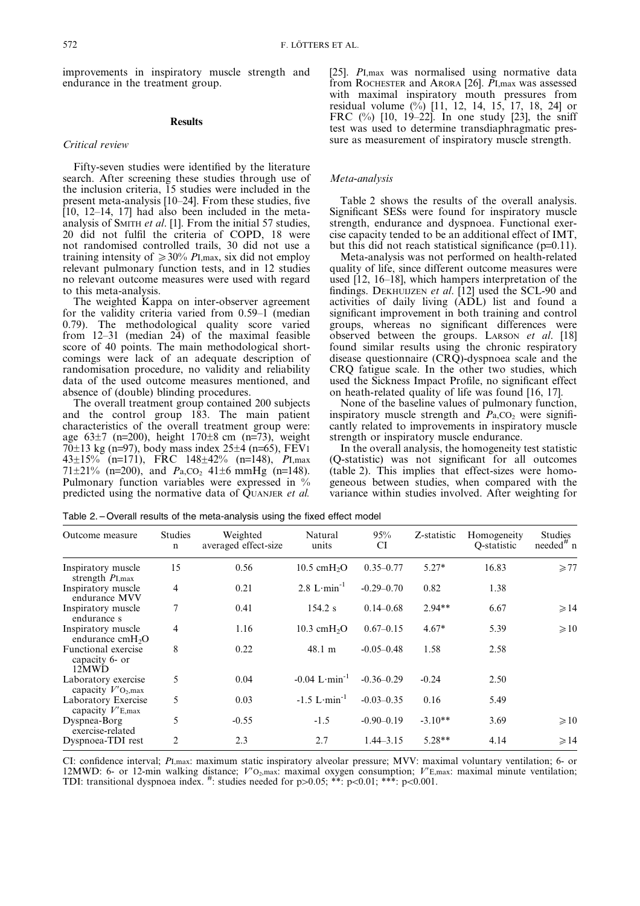improvements in inspiratory muscle strength and endurance in the treatment group.

## Results

### Critical review

Fifty-seven studies were identified by the literature search. After screening these studies through use of the inclusion criteria, 15 studies were included in the present meta-analysis [10–24]. From these studies, five [10, 12–14, 17] had also been included in the meta-analysis of SMITH *et al*. [1]. From the initial 57 studies, 20 did not fulfil the criteria of COPD, 18 were not randomised controlled trails, 30 did not use a training intensity of ⩾30% $P_{I,max}$, six did not employ relevant pulmonary function tests, and in 12 studies no relevant outcome measures were used with regard to this meta-analysis.

The weighted Kappa on inter-observer agreement for the validity criteria varied from 0.59–1 (median 0.79). The methodological quality score varied from 12–31 (median 24) of the maximal feasible score of 40 points. The main methodological shortcomings were lack of an adequate description of randomisation procedure, no validity and reliability data of the used outcome measures mentioned, and absence of (double) blinding procedures.

The overall treatment group contained 200 subjects and the control group 183. The main patient characteristics of the overall treatment group were: age 63±7 (n=200), height 170±8 cm (n=73), weight 70±13 kg (n=97), body mass index 25±4 (n=65), FEV1 43±15% (n=171), FRC 148±42% (n=148), $P_{I,max}$ 71±21% (n=200), and $P_{a,CO_2}$ 41±6 mmHg (n=148). Pulmonary function variables were expressed in % predicted using the normative data of QUANJER *et al.* [25]. $P_{I,max}$ was normalised using normative data from ROCHESTER and ARORA [26]. $P_{I,max}$ was assessed with maximal inspiratory mouth pressures from residual volume (%) [11, 12, 14, 15, 17, 18, 24] or FRC (%) [10, 19–22]. In one study [23], the sniff test was used to determine transdiaphragmatic pressure as measurement of inspiratory muscle strength.

### Meta-analysis

Table 2 shows the results of the overall analysis. Significant SESs were found for inspiratory muscle strength, endurance and dyspnoea. Functional exercise capacity tended to be an additional effect of IMT, but this did not reach statistical significance (p=0.11).

Meta-analysis was not performed on health-related quality of life, since different outcome measures were used [12, 16–18], which hampers interpretation of the findings. DEKHUIJZEN *et al*. [12] used the SCL-90 and activities of daily living (ADL) list and found a significant improvement in both training and control groups, whereas no significant differences were observed between the groups. LARSON *et al*. [18] found similar results using the chronic respiratory disease questionnaire (CRQ)-dyspnoea scale and the CRQ fatigue scale. In the other two studies, which used the Sickness Impact Profile, no significant effect on heath-related quality of life was found [16, 17].

None of the baseline values of pulmonary function, inspiratory muscle strength and $P_{a,CO_2}$ were significantly related to improvements in inspiratory muscle strength or inspiratory muscle endurance.

In the overall analysis, the homogeneity test statistic (Q-statistic) was not significant for all outcomes (table 2). This implies that effect-sizes were homogeneous between studies, when compared with the variance within studies involved. After weighting for

Table 2. – Overall results of the meta-analysis using the fixed effect model

| Outcome measure | Studies n | Weighted averaged effect-size | Natural units | 95% CI | Z-statistic | Homogeneity Q-statistic | Studies needed[#] n |
|---|---|---|---|---|---|---|---|
| Inspiratory muscle strength $P_{I,max}$ | 15 | 0.56 | 10.5 $cmH_2O$ | 0.35–0.77 | 5.27* | 16.83 | ⩾77 |
| Inspiratory muscle endurance MVV | 4 | 0.21 | 2.8 $L \cdot min^{-1}$ | -0.29–0.70 | 0.82 | 1.38 | |
| Inspiratory muscle endurance s | 7 | 0.41 | 154.2 s | 0.14–0.68 | 2.94** | 6.67 | ⩾14 |
| Inspiratory muscle endurance $cmH_2O$ | 4 | 1.16 | 10.3 $cmH_2O$ | 0.67–0.15 | 4.67* | 5.39 | ⩾10 |
| Functional exercise capacity 6- or 12MWD | 8 | 0.22 | 48.1 m | -0.05–0.48 | 1.58 | 2.58 | |
| Laboratory exercise capacity $V'_{O_2,max}$ | 5 | 0.04 | -0.04 $L \cdot min^{-1}$ | -0.36–0.29 | -0.24 | 2.50 | |
| Laboratory Exercise capacity $V'_{E,max}$ | 5 | 0.03 | -1.5 $L \cdot min^{-1}$ | -0.03–0.35 | 0.16 | 5.49 | |
| Dyspnea-Borg exercise-related | 5 | -0.55 | -1.5 | -0.90–0.19 | -3.10** | 3.69 | ⩾10 |
| Dyspnoea-TDI rest | 2 | 2.3 | 2.7 | 1.44–3.15 | 5.28** | 4.14 | ⩾14 |

CI: confidence interval; $P_{I,max}$: maximum static inspiratory alveolar pressure; MVV: maximal voluntary ventilation; 6- or 12MWD: 6- or 12-min walking distance; $V'_{O_2,max}$: maximal oxygen consumption; $V'_{E,max}$: maximal minute ventilation; TDI: transitional dyspnoea index. #: studies needed for p>0.05; **: p<0.01; ***: p<0.001.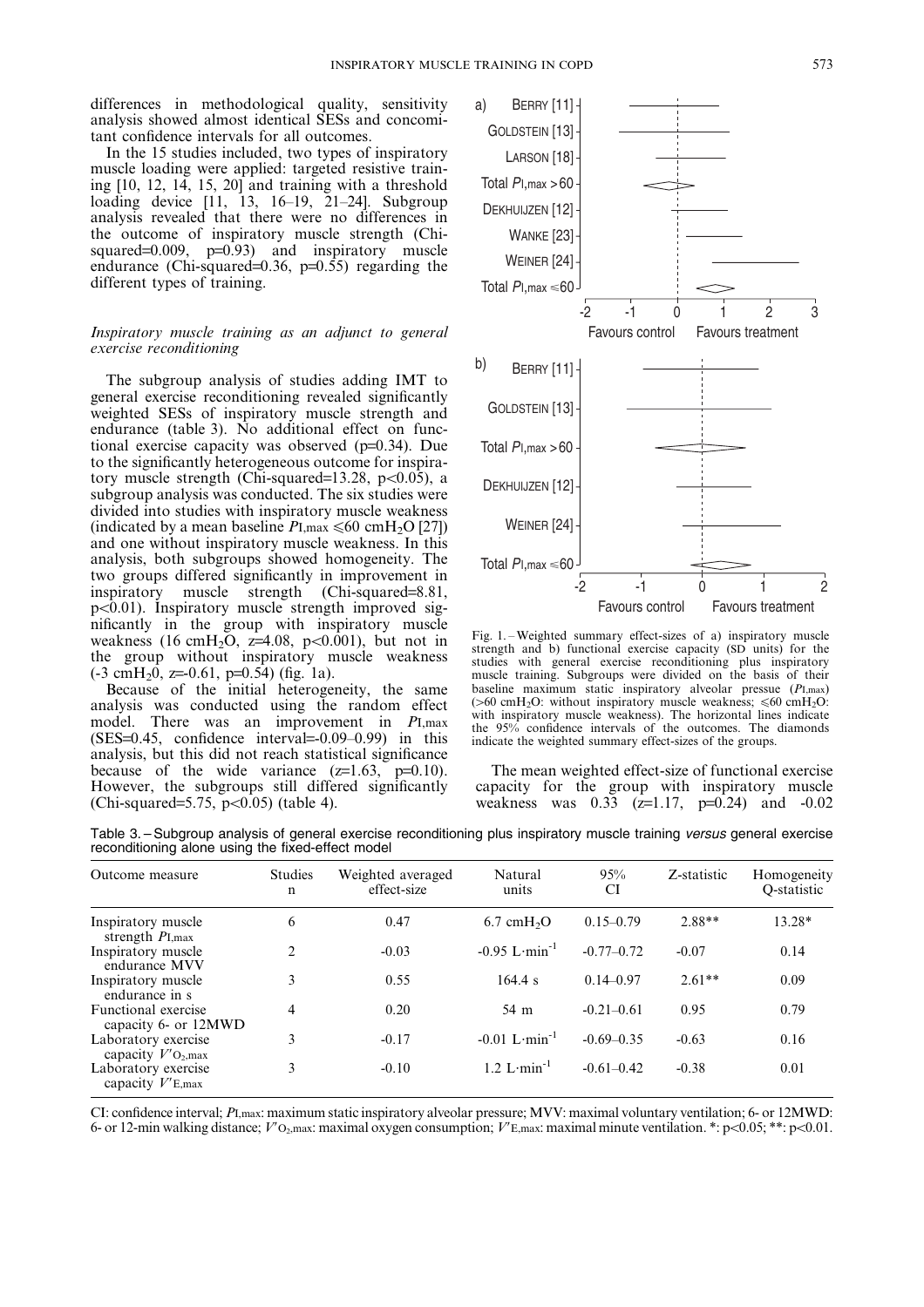differences in methodological quality, sensitivity analysis showed almost identical SESs and concomitant confidence intervals for all outcomes.

In the 15 studies included, two types of inspiratory muscle loading were applied: targeted resistive training [10, 12, 14, 15, 20] and training with a threshold loading device [11, 13, 16–19, 21–24]. Subgroup analysis revealed that there were no differences in the outcome of inspiratory muscle strength (Chi-squared=0.009, p=0.93) and inspiratory muscle endurance (Chi-squared=0.36, p=0.55) regarding the different types of training.

### *Inspiratory muscle training as an adjunct to general exercise reconditioning*

The subgroup analysis of studies adding IMT to general exercise reconditioning revealed significantly weighted SESs of inspiratory muscle strength and endurance (table 3). No additional effect on functional exercise capacity was observed (p=0.34). Due to the significantly heterogeneous outcome for inspiratory muscle strength (Chi-squared=13.28, p<0.05), a subgroup analysis was conducted. The six studies were divided into studies with inspiratory muscle weakness (indicated by a mean baseline $P_{I,max} \leq 60$ cm$H_2O$ [27]) and one without inspiratory muscle weakness. In this analysis, both subgroups showed homogeneity. The two groups differed significantly in improvement in inspiratory muscle strength (Chi-squared=8.81, p<0.01). Inspiratory muscle strength improved significantly in the group with inspiratory muscle weakness (16 cm$H_2O$, z=4.08, p<0.001), but not in the group without inspiratory muscle weakness (-3 cm$H_2O$, z=-0.61, p=0.54) (fig. 1a).

Because of the initial heterogeneity, the same analysis was conducted using the random effect model. There was an improvement in $P_{I,max}$ (SES=0.45, confidence interval=-0.09–0.99) in this analysis, but this did not reach statistical significance because of the wide variance (z=1.63, p=0.10). However, the subgroups still differed significantly (Chi-squared=5.75, p<0.05) (table 4).

Fig. 1. – Weighted summary effect-sizes of a) inspiratory muscle strength and b) functional exercise capacity (SD units) for the studies with general exercise reconditioning plus inspiratory muscle training. Subgroups were divided on the basis of their baseline maximum static inspiratory alveolar pressure ($P_{I,max}$) (>60 cm$H_2O$: without inspiratory muscle weakness; ≤60 cm$H_2O$: with inspiratory muscle weakness). The horizontal lines indicate the 95% confidence intervals of the outcomes. The diamonds indicate the weighted summary effect-sizes of the groups.

The mean weighted effect-size of functional exercise capacity for the group with inspiratory muscle weakness was 0.33 (z=1.17, p=0.24) and -0.02

Table 3. – Subgroup analysis of general exercise reconditioning plus inspiratory muscle training *versus* general exercise reconditioning alone using the fixed-effect model

| Outcome measure | Studies n | Weighted averaged effect-size | Natural units | 95% CI | Z-statistic | Homogeneity Q-statistic |
|---|---|---|---|---|---|---|
| Inspiratory muscle strength $P_{I,max}$ | 6 | 0.47 | 6.7 cm$H_2O$ | 0.15–0.79 | 2.88** | 13.28* |
| Inspiratory muscle endurance MVV | 2 | -0.03 | -0.95 L·min$^{-1}$ | -0.77–0.72 | -0.07 | 0.14 |
| Inspiratory muscle endurance in s | 3 | 0.55 | 164.4 s | 0.14–0.97 | 2.61** | 0.09 |
| Functional exercise capacity 6- or 12MWD | 4 | 0.20 | 54 m | -0.21–0.61 | 0.95 | 0.79 |
| Laboratory exercise capacity $V'_{O_2,max}$ | 3 | -0.17 | -0.01 L·min$^{-1}$ | -0.69–0.35 | -0.63 | 0.16 |
| Laboratory exercise capacity $V'_{E,max}$ | 3 | -0.10 | 1.2 L·min$^{-1}$ | -0.61–0.42 | -0.38 | 0.01 |

CI: confidence interval; $P_{I,max}$: maximum static inspiratory alveolar pressure; MVV: maximal voluntary ventilation; 6- or 12MWD: 6- or 12-min walking distance; $V'_{O_2,max}$: maximal oxygen consumption; $V'_{E,max}$: maximal minute ventilation. *: p<0.05; **: p<0.01.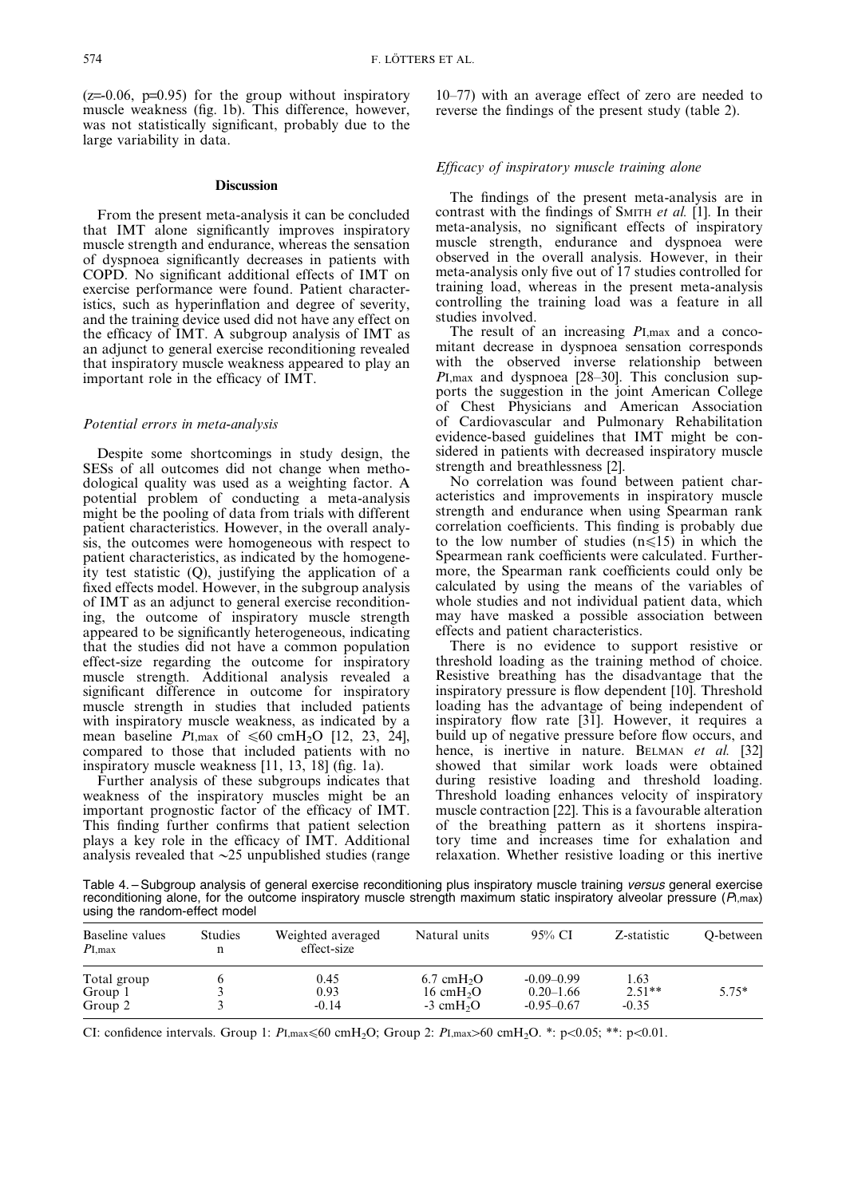(z=-0.06, p=0.95) for the group without inspiratory muscle weakness (fig. 1b). This difference, however, was not statistically significant, probably due to the large variability in data.

## Discussion

From the present meta-analysis it can be concluded that IMT alone significantly improves inspiratory muscle strength and endurance, whereas the sensation of dyspnoea significantly decreases in patients with COPD. No significant additional effects of IMT on exercise performance were found. Patient characteristics, such as hyperinflation and degree of severity, and the training device used did not have any effect on the efficacy of IMT. A subgroup analysis of IMT as an adjunct to general exercise reconditioning revealed that inspiratory muscle weakness appeared to play an important role in the efficacy of IMT.

### *Potential errors in meta-analysis*

Despite some shortcomings in study design, the SESs of all outcomes did not change when methodological quality was used as a weighting factor. A potential problem of conducting a meta-analysis might be the pooling of data from trials with different patient characteristics. However, in the overall analysis, the outcomes were homogeneous with respect to patient characteristics, as indicated by the homogeneity test statistic (Q), justifying the application of a fixed effects model. However, in the subgroup analysis of IMT as an adjunct to general exercise reconditioning, the outcome of inspiratory muscle strength appeared to be significantly heterogeneous, indicating that the studies did not have a common population effect-size regarding the outcome for inspiratory muscle strength. Additional analysis revealed a significant difference in outcome for inspiratory muscle strength in studies that included patients with inspiratory muscle weakness, as indicated by a mean baseline $P_{I,max}$ of $\leqslant$60 $cmH_2O$ [12, 23, 24], compared to those that included patients with no inspiratory muscle weakness [11, 13, 18] (fig. 1a).

Further analysis of these subgroups indicates that weakness of the inspiratory muscles might be an important prognostic factor of the efficacy of IMT. This finding further confirms that patient selection plays a key role in the efficacy of IMT. Additional analysis revealed that ~25 unpublished studies (range 10–77) with an average effect of zero are needed to reverse the findings of the present study (table 2).

### *Efficacy of inspiratory muscle training alone*

The findings of the present meta-analysis are in contrast with the findings of SMITH *et al.* [1]. In their meta-analysis, no significant effects of inspiratory muscle strength, endurance and dyspnoea were observed in the overall analysis. However, in their meta-analysis only five out of 17 studies controlled for training load, whereas in the present meta-analysis controlling the training load was a feature in all studies involved.

The result of an increasing $P_{I,max}$ and a concomitant decrease in dyspnoea sensation corresponds with the observed inverse relationship between $P_{I,max}$ and dyspnoea [28–30]. This conclusion supports the suggestion in the joint American College of Chest Physicians and American Association of Cardiovascular and Pulmonary Rehabilitation evidence-based guidelines that IMT might be considered in patients with decreased inspiratory muscle strength and breathlessness [2].

No correlation was found between patient characteristics and improvements in inspiratory muscle strength and endurance when using Spearman rank correlation coefficients. This finding is probably due to the low number of studies (n$\leqslant$15) in which the Spearmean rank coefficients were calculated. Furthermore, the Spearman rank coefficients could only be calculated by using the means of the variables of whole studies and not individual patient data, which may have masked a possible association between effects and patient characteristics.

There is no evidence to support resistive or threshold loading as the training method of choice. Resistive breathing has the disadvantage that the inspiratory pressure is flow dependent [10]. Threshold loading has the advantage of being independent of inspiratory flow rate [31]. However, it requires a build up of negative pressure before flow occurs, and hence, is inertive in nature. BELMAN *et al.* [32] showed that similar work loads were obtained during resistive loading and threshold loading. Threshold loading enhances velocity of inspiratory muscle contraction [22]. This is a favourable alteration of the breathing pattern as it shortens inspiratory time and increases time for exhalation and relaxation. Whether resistive loading or this inertive

Table 4. – Subgroup analysis of general exercise reconditioning plus inspiratory muscle training *versus* general exercise reconditioning alone, for the outcome inspiratory muscle strength maximum static inspiratory alveolar pressure ($P_{I,max}$) using the random-effect model

| Baseline values $P_{I,max}$ | Studies n | Weighted averaged effect-size | Natural units | 95% CI | Z-statistic | Q-between |
|---|---|---|---|---|---|---|
| Total group | 6 | 0.45 | 6.7 $cmH_2O$ | -0.09–0.99 | 1.63 | |
| Group 1 | 3 | 0.93 | 16 $cmH_2O$ | 0.20–1.66 | 2.51** | 5.75* |
| Group 2 | 3 | -0.14 | -3 $cmH_2O$ | -0.95–0.67 | -0.35 | |

CI: confidence intervals. Group 1: $P_{I,max}$$\leqslant$60 $cmH_2O$; Group 2: $P_{I,max}$>60 $cmH_2O$. *: $p<0.05$; **: $p<0.01$.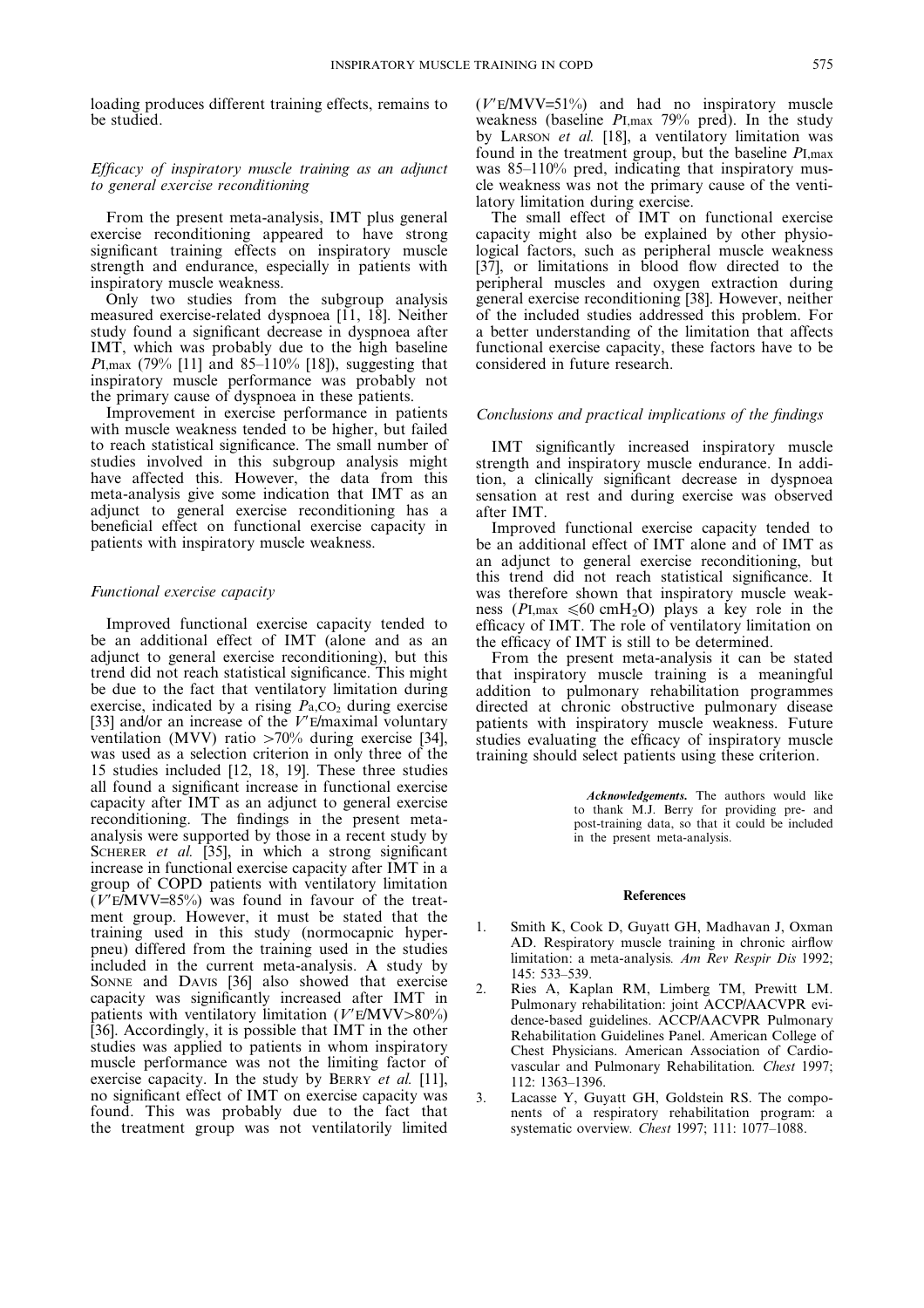loading produces different training effects, remains to be studied.

### *Efficacy of inspiratory muscle training as an adjunct to general exercise reconditioning*

From the present meta-analysis, IMT plus general exercise reconditioning appeared to have strong significant training effects on inspiratory muscle strength and endurance, especially in patients with inspiratory muscle weakness.

Only two studies from the subgroup analysis measured exercise-related dyspnoea [11, 18]. Neither study found a significant decrease in dyspnoea after IMT, which was probably due to the high baseline $P_{I,max}$ (79% [11] and 85–110% [18]), suggesting that inspiratory muscle performance was probably not the primary cause of dyspnoea in these patients.

Improvement in exercise performance in patients with muscle weakness tended to be higher, but failed to reach statistical significance. The small number of studies involved in this subgroup analysis might have affected this. However, the data from this meta-analysis give some indication that IMT as an adjunct to general exercise reconditioning has a beneficial effect on functional exercise capacity in patients with inspiratory muscle weakness.

### *Functional exercise capacity*

Improved functional exercise capacity tended to be an additional effect of IMT (alone and as an adjunct to general exercise reconditioning), but this trend did not reach statistical significance. This might be due to the fact that ventilatory limitation during exercise, indicated by a rising $P_{a,CO_2}$ during exercise [33] and/or an increase of the $V'_E$/maximal voluntary ventilation (MVV) ratio >70% during exercise [34], was used as a selection criterion in only three of the 15 studies included [12, 18, 19]. These three studies all found a significant increase in functional exercise capacity after IMT as an adjunct to general exercise reconditioning. The findings in the present meta-analysis were supported by those in a recent study by SCHERER *et al.* [35], in which a strong significant increase in functional exercise capacity after IMT in a group of COPD patients with ventilatory limitation ($V'_E$/MVV=85%) was found in favour of the treatment group. However, it must be stated that the training used in this study (normocapnic hyperpneu) differed from the training used in the studies included in the current meta-analysis. A study by SONNE and DAVIS [36] also showed that exercise capacity was significantly increased after IMT in patients with ventilatory limitation ($V'_E$/MVV>80%) [36]. Accordingly, it is possible that IMT in the other studies was applied to patients in whom inspiratory muscle performance was not the limiting factor of exercise capacity. In the study by BERRY *et al.* [11], no significant effect of IMT on exercise capacity was found. This was probably due to the fact that the treatment group was not ventilatorily limited ($V'_E$/MVV=51%) and had no inspiratory muscle weakness (baseline $P_{I,max}$ 79% pred). In the study by LARSON *et al.* [18], a ventilatory limitation was found in the treatment group, but the baseline $P_{I,max}$ was 85–110% pred, indicating that inspiratory muscle weakness was not the primary cause of the ventilatory limitation during exercise.

The small effect of IMT on functional exercise capacity might also be explained by other physiological factors, such as peripheral muscle weakness [37], or limitations in blood flow directed to the peripheral muscles and oxygen extraction during general exercise reconditioning [38]. However, neither of the included studies addressed this problem. For a better understanding of the limitation that affects functional exercise capacity, these factors have to be considered in future research.

### *Conclusions and practical implications of the findings*

IMT significantly increased inspiratory muscle strength and inspiratory muscle endurance. In addition, a clinically significant decrease in dyspnoea sensation at rest and during exercise was observed after IMT.

Improved functional exercise capacity tended to be an additional effect of IMT alone and of IMT as an adjunct to general exercise reconditioning, but this trend did not reach statistical significance. It was therefore shown that inspiratory muscle weakness ($P_{I,max}$ $\leqslant$60 cm$H_2O$) plays a key role in the efficacy of IMT. The role of ventilatory limitation on the efficacy of IMT is still to be determined.

From the present meta-analysis it can be stated that inspiratory muscle training is a meaningful addition to pulmonary rehabilitation programmes directed at chronic obstructive pulmonary disease patients with inspiratory muscle weakness. Future studies evaluating the efficacy of inspiratory muscle training should select patients using these criterion.

***Acknowledgements.*** The authors would like to thank M.J. Berry for providing pre- and post-training data, so that it could be included in the present meta-analysis.

## References

1. Smith K, Cook D, Guyatt GH, Madhavan J, Oxman AD. Respiratory muscle training in chronic airflow limitation: a meta-analysis. *Am Rev Respir Dis* 1992; 145: 533–539.
2. Ries A, Kaplan RM, Limberg TM, Prewitt LM. Pulmonary rehabilitation: joint ACCP/AACVPR evidence-based guidelines. ACCP/AACVPR Pulmonary Rehabilitation Guidelines Panel. American College of Chest Physicians. American Association of Cardiovascular and Pulmonary Rehabilitation. *Chest* 1997; 112: 1363–1396.
3. Lacasse Y, Guyatt GH, Goldstein RS. The components of a respiratory rehabilitation program: a systematic overview. *Chest* 1997; 111: 1077–1088.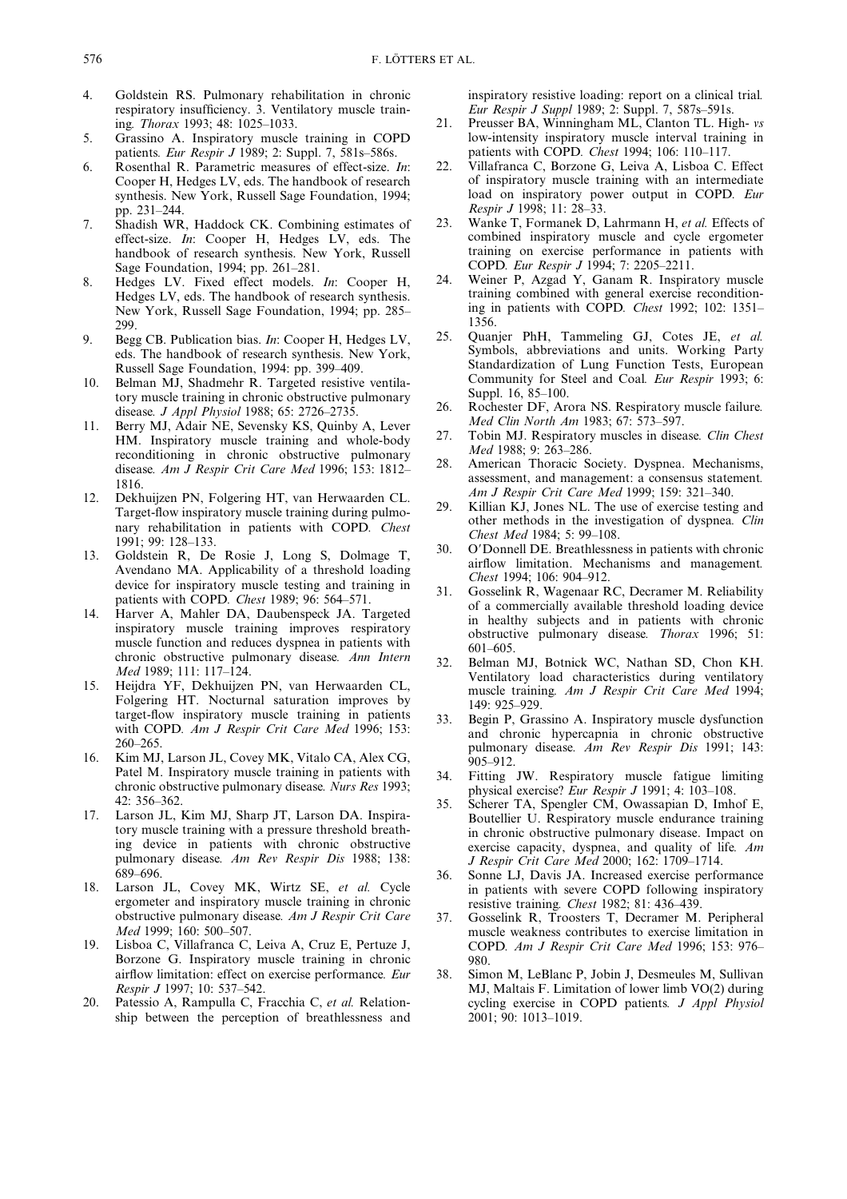4. Goldstein RS. Pulmonary rehabilitation in chronic respiratory insufficiency. 3. Ventilatory muscle training. *Thorax* 1993; 48: 1025–1033.
5. Grassino A. Inspiratory muscle training in COPD patients. *Eur Respir J* 1989; 2: Suppl. 7, 581s–586s.
6. Rosenthal R. Parametric measures of effect-size. *In*: Cooper H, Hedges LV, eds. The handbook of research synthesis. New York, Russell Sage Foundation, 1994; pp. 231–244.
7. Shadish WR, Haddock CK. Combining estimates of effect-size. *In*: Cooper H, Hedges LV, eds. The handbook of research synthesis. New York, Russell Sage Foundation, 1994; pp. 261–281.
8. Hedges LV. Fixed effect models. *In*: Cooper H, Hedges LV, eds. The handbook of research synthesis. New York, Russell Sage Foundation, 1994; pp. 285–299.
9. Begg CB. Publication bias. *In*: Cooper H, Hedges LV, eds. The handbook of research synthesis. New York, Russell Sage Foundation, 1994: pp. 399–409.
10. Belman MJ, Shadmehr R. Targeted resistive ventilatory muscle training in chronic obstructive pulmonary disease. *J Appl Physiol* 1988; 65: 2726–2735.
11. Berry MJ, Adair NE, Sevensky KS, Quinby A, Lever HM. Inspiratory muscle training and whole-body reconditioning in chronic obstructive pulmonary disease. *Am J Respir Crit Care Med* 1996; 153: 1812–1816.
12. Dekhuijzen PN, Folgering HT, van Herwaarden CL. Target-flow inspiratory muscle training during pulmonary rehabilitation in patients with COPD. *Chest* 1991; 99: 128–133.
13. Goldstein R, De Rosie J, Long S, Dolmage T, Avendano MA. Applicability of a threshold loading device for inspiratory muscle testing and training in patients with COPD. *Chest* 1989; 96: 564–571.
14. Harver A, Mahler DA, Daubenspeck JA. Targeted inspiratory muscle training improves respiratory muscle function and reduces dyspnea in patients with chronic obstructive pulmonary disease. *Ann Intern Med* 1989; 111: 117–124.
15. Heijdra YF, Dekhuijzen PN, van Herwaarden CL, Folgering HT. Nocturnal saturation improves by target-flow inspiratory muscle training in patients with COPD. *Am J Respir Crit Care Med* 1996; 153: 260–265.
16. Kim MJ, Larson JL, Covey MK, Vitalo CA, Alex CG, Patel M. Inspiratory muscle training in patients with chronic obstructive pulmonary disease. *Nurs Res* 1993; 42: 356–362.
17. Larson JL, Kim MJ, Sharp JT, Larson DA. Inspiratory muscle training with a pressure threshold breathing device in patients with chronic obstructive pulmonary disease. *Am Rev Respir Dis* 1988; 138: 689–696.
18. Larson JL, Covey MK, Wirtz SE, *et al.* Cycle ergometer and inspiratory muscle training in chronic obstructive pulmonary disease. *Am J Respir Crit Care Med* 1999; 160: 500–507.
19. Lisboa C, Villafranca C, Leiva A, Cruz E, Pertuze J, Borzone G. Inspiratory muscle training in chronic airflow limitation: effect on exercise performance. *Eur Respir J* 1997; 10: 537–542.
20. Patessio A, Rampulla C, Fracchia C, *et al.* Relationship between the perception of breathlessness and inspiratory resistive loading: report on a clinical trial. *Eur Respir J Suppl* 1989; 2: Suppl. 7, 587s–591s.
21. Preusser BA, Winningham ML, Clanton TL. High- *vs* low-intensity inspiratory muscle interval training in patients with COPD. *Chest* 1994; 106: 110–117.
22. Villafranca C, Borzone G, Leiva A, Lisboa C. Effect of inspiratory muscle training with an intermediate load on inspiratory power output in COPD. *Eur Respir J* 1998; 11: 28–33.
23. Wanke T, Formanek D, Lahrmann H, *et al.* Effects of combined inspiratory muscle and cycle ergometer training on exercise performance in patients with COPD. *Eur Respir J* 1994; 7: 2205–2211.
24. Weiner P, Azgad Y, Ganam R. Inspiratory muscle training combined with general exercise reconditioning in patients with COPD. *Chest* 1992; 102: 1351–1356.
25. Quanjer PhH, Tammeling GJ, Cotes JE, *et al.* Symbols, abbreviations and units. Working Party Standardization of Lung Function Tests, European Community for Steel and Coal. *Eur Respir* 1993; 6: Suppl. 16, 85–100.
26. Rochester DF, Arora NS. Respiratory muscle failure. *Med Clin North Am* 1983; 67: 573–597.
27. Tobin MJ. Respiratory muscles in disease. *Clin Chest Med* 1988; 9: 263–286.
28. American Thoracic Society. Dyspnea. Mechanisms, assessment, and management: a consensus statement. *Am J Respir Crit Care Med* 1999; 159: 321–340.
29. Killian KJ, Jones NL. The use of exercise testing and other methods in the investigation of dyspnea. *Clin Chest Med* 1984; 5: 99–108.
30. O'Donnell DE. Breathlessness in patients with chronic airflow limitation. Mechanisms and management. *Chest* 1994; 106: 904–912.
31. Gosselink R, Wagenaar RC, Decramer M. Reliability of a commercially available threshold loading device in healthy subjects and in patients with chronic obstructive pulmonary disease. *Thorax* 1996; 51: 601–605.
32. Belman MJ, Botnick WC, Nathan SD, Chon KH. Ventilatory load characteristics during ventilatory muscle training. *Am J Respir Crit Care Med* 1994; 149: 925–929.
33. Begin P, Grassino A. Inspiratory muscle dysfunction and chronic hypercapnia in chronic obstructive pulmonary disease. *Am Rev Respir Dis* 1991; 143: 905–912.
34. Fitting JW. Respiratory muscle fatigue limiting physical exercise? *Eur Respir J* 1991; 4: 103–108.
35. Scherer TA, Spengler CM, Owassapian D, Imhof E, Boutellier U. Respiratory muscle endurance training in chronic obstructive pulmonary disease. Impact on exercise capacity, dyspnea, and quality of life. *Am J Respir Crit Care Med* 2000; 162: 1709–1714.
36. Sonne LJ, Davis JA. Increased exercise performance in patients with severe COPD following inspiratory resistive training. *Chest* 1982; 81: 436–439.
37. Gosselink R, Troosters T, Decramer M. Peripheral muscle weakness contributes to exercise limitation in COPD. *Am J Respir Crit Care Med* 1996; 153: 976–980.
38. Simon M, LeBlanc P, Jobin J, Desmeules M, Sullivan MJ, Maltais F. Limitation of lower limb VO(2) during cycling exercise in COPD patients. *J Appl Physiol* 2001; 90: 1013–1019.